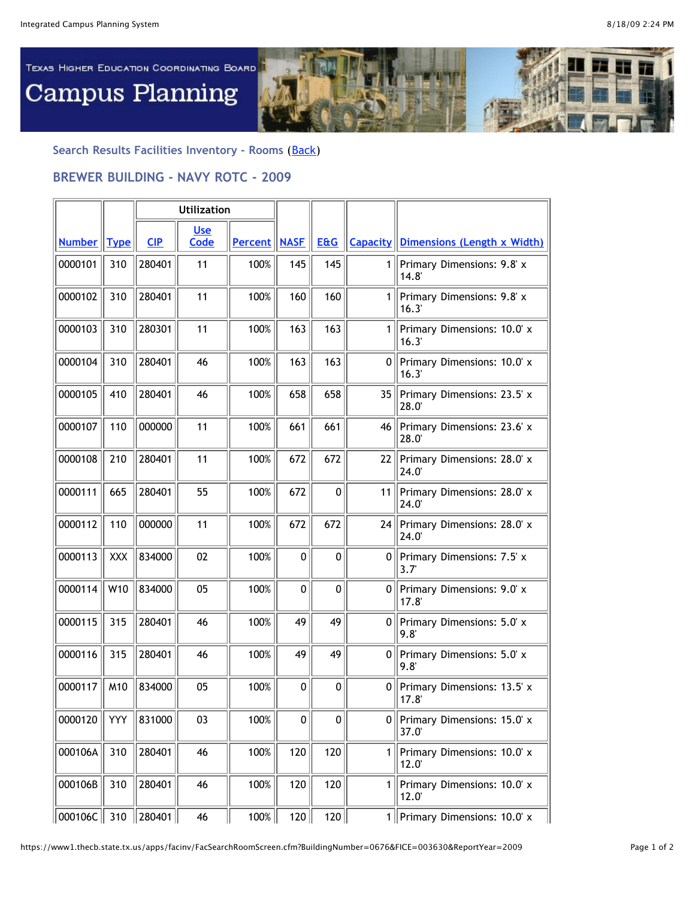Texas Higher Education Coordinating Board

# Campus Planning

### Search Results Facilities Inventory - Rooms (Back)

## BREWER BUILDING - NAVY ROTC - 2009

| Number | Type | Utilization | | | NASF | E&G | Capacity | Dimensions (Length x Width) |
|---|---|---|---|---|---|---|---|---|
| | | CIP | Use Code | Percent | | | | |
| 0000101 | 310 | 280401 | 11 | 100% | 145 | 145 | 1 | Primary Dimensions: 9.8' x 14.8' |
| 0000102 | 310 | 280401 | 11 | 100% | 160 | 160 | 1 | Primary Dimensions: 9.8' x 16.3' |
| 0000103 | 310 | 280301 | 11 | 100% | 163 | 163 | 1 | Primary Dimensions: 10.0' x 16.3' |
| 0000104 | 310 | 280401 | 46 | 100% | 163 | 163 | 0 | Primary Dimensions: 10.0' x 16.3' |
| 0000105 | 410 | 280401 | 46 | 100% | 658 | 658 | 35 | Primary Dimensions: 23.5' x 28.0' |
| 0000107 | 110 | 000000 | 11 | 100% | 661 | 661 | 46 | Primary Dimensions: 23.6' x 28.0' |
| 0000108 | 210 | 280401 | 11 | 100% | 672 | 672 | 22 | Primary Dimensions: 28.0' x 24.0' |
| 0000111 | 665 | 280401 | 55 | 100% | 672 | 0 | 11 | Primary Dimensions: 28.0' x 24.0' |
| 0000112 | 110 | 000000 | 11 | 100% | 672 | 672 | 24 | Primary Dimensions: 28.0' x 24.0' |
| 0000113 | XXX | 834000 | 02 | 100% | 0 | 0 | 0 | Primary Dimensions: 7.5' x 3.7' |
| 0000114 | W10 | 834000 | 05 | 100% | 0 | 0 | 0 | Primary Dimensions: 9.0' x 17.8' |
| 0000115 | 315 | 280401 | 46 | 100% | 49 | 49 | 0 | Primary Dimensions: 5.0' x 9.8' |
| 0000116 | 315 | 280401 | 46 | 100% | 49 | 49 | 0 | Primary Dimensions: 5.0' x 9.8' |
| 0000117 | M10 | 834000 | 05 | 100% | 0 | 0 | 0 | Primary Dimensions: 13.5' x 17.8' |
| 0000120 | YYY | 831000 | 03 | 100% | 0 | 0 | 0 | Primary Dimensions: 15.0' x 37.0' |
| 000106A | 310 | 280401 | 46 | 100% | 120 | 120 | 1 | Primary Dimensions: 10.0' x 12.0' |
| 000106B | 310 | 280401 | 46 | 100% | 120 | 120 | 1 | Primary Dimensions: 10.0' x 12.0' |
| 000106C | 310 | 280401 | 46 | 100% | 120 | 120 | 1 | Primary Dimensions: 10.0' x |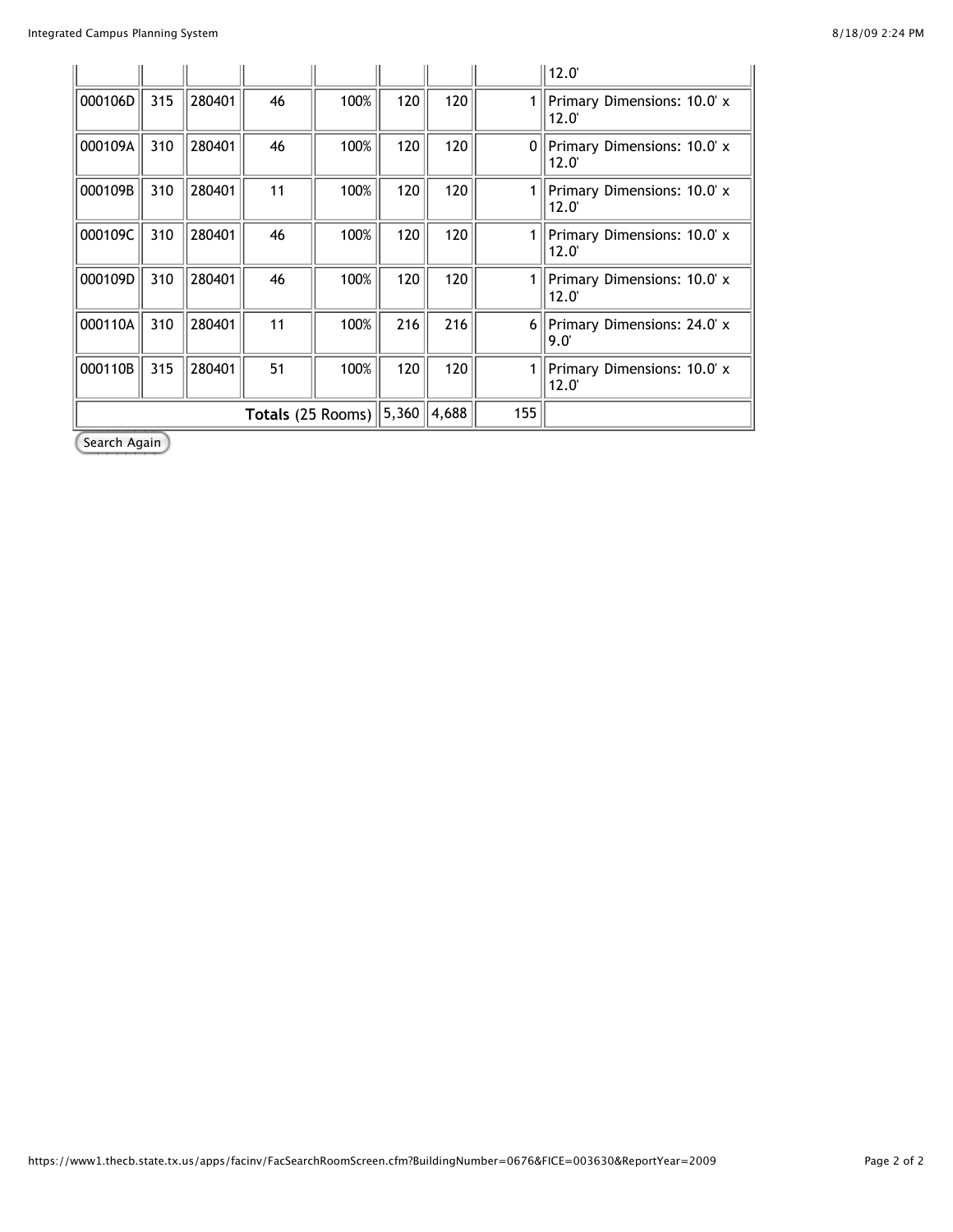| | | | | | | | | |
|---|---|---|---|---|---|---|---|---|
| | | | | | | | | 12.0' |
| 000106D | 315 | 280401 | 46 | 100% | 120 | 120 | 1 | Primary Dimensions: 10.0' x 12.0' |
| 000109A | 310 | 280401 | 46 | 100% | 120 | 120 | 0 | Primary Dimensions: 10.0' x 12.0' |
| 000109B | 310 | 280401 | 11 | 100% | 120 | 120 | 1 | Primary Dimensions: 10.0' x 12.0' |
| 000109C | 310 | 280401 | 46 | 100% | 120 | 120 | 1 | Primary Dimensions: 10.0' x 12.0' |
| 000109D | 310 | 280401 | 46 | 100% | 120 | 120 | 1 | Primary Dimensions: 10.0' x 12.0' |
| 000110A | 310 | 280401 | 11 | 100% | 216 | 216 | 6 | Primary Dimensions: 24.0' x 9.0' |
| 000110B | 315 | 280401 | 51 | 100% | 120 | 120 | 1 | Primary Dimensions: 10.0' x 12.0' |
| **Totals** (25 Rooms) | | | | | 5,360 | 4,688 | 155 | |

Search Again